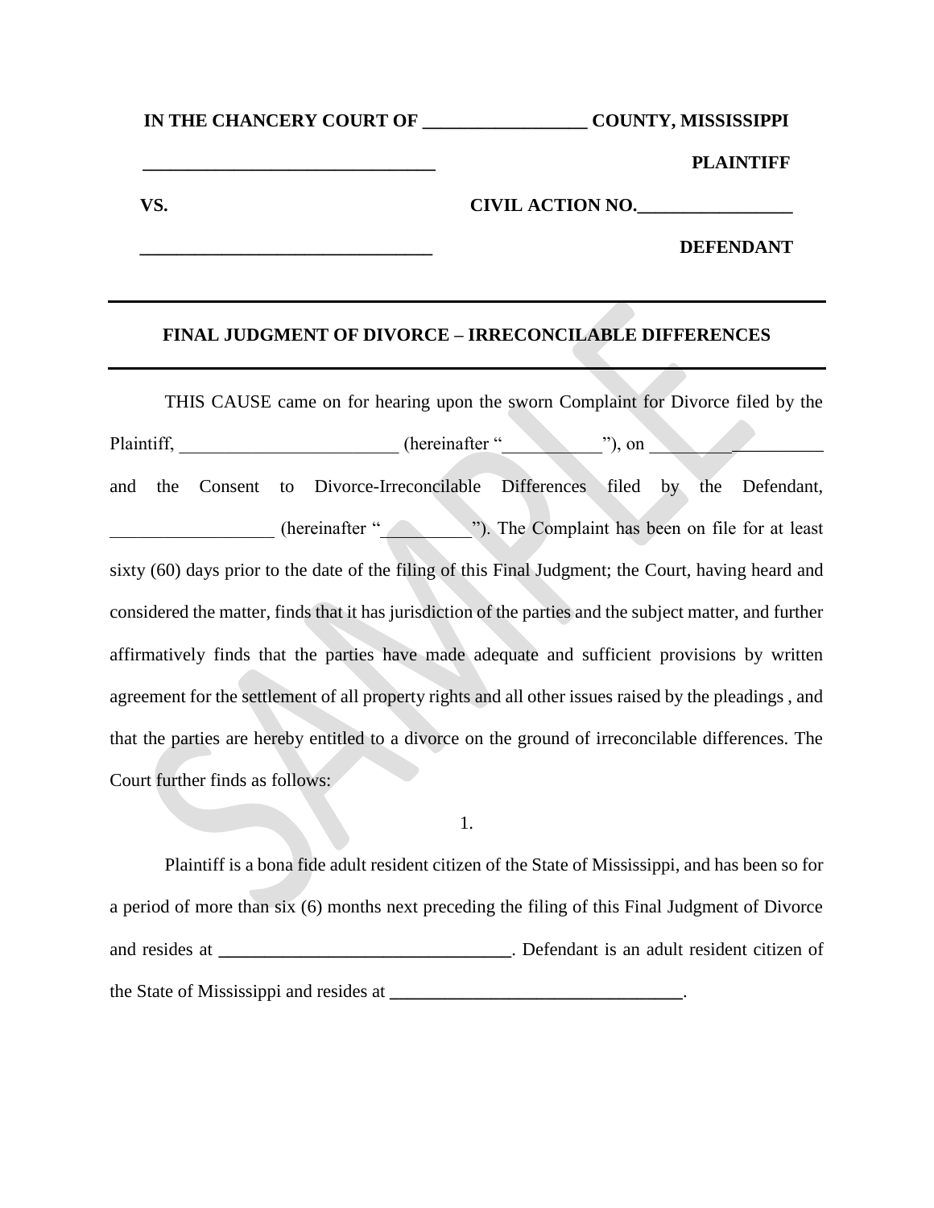**IN THE CHANCERY COURT OF __________________ COUNTY, MISSISSIPPI**

**________________________________ PLAINTIFF**

**VS. CIVIL ACTION NO.__________________**

**________________________________ DEFENDANT**

---

## FINAL JUDGMENT OF DIVORCE – IRRECONCILABLE DIFFERENCES

---

THIS CAUSE came on for hearing upon the sworn Complaint for Divorce filed by the Plaintiff, ________________________ (hereinafter "___________"), on ____________________ and the Consent to Divorce-Irreconcilable Differences filed by the Defendant, __________________ (hereinafter "__________"). The Complaint has been on file for at least sixty (60) days prior to the date of the filing of this Final Judgment; the Court, having heard and considered the matter, finds that it has jurisdiction of the parties and the subject matter, and further affirmatively finds that the parties have made adequate and sufficient provisions by written agreement for the settlement of all property rights and all other issues raised by the pleadings , and that the parties are hereby entitled to a divorce on the ground of irreconcilable differences. The Court further finds as follows:

1.

Plaintiff is a bona fide adult resident citizen of the State of Mississippi, and has been so for a period of more than six (6) months next preceding the filing of this Final Judgment of Divorce and resides at ________________________________. Defendant is an adult resident citizen of the State of Mississippi and resides at ________________________________.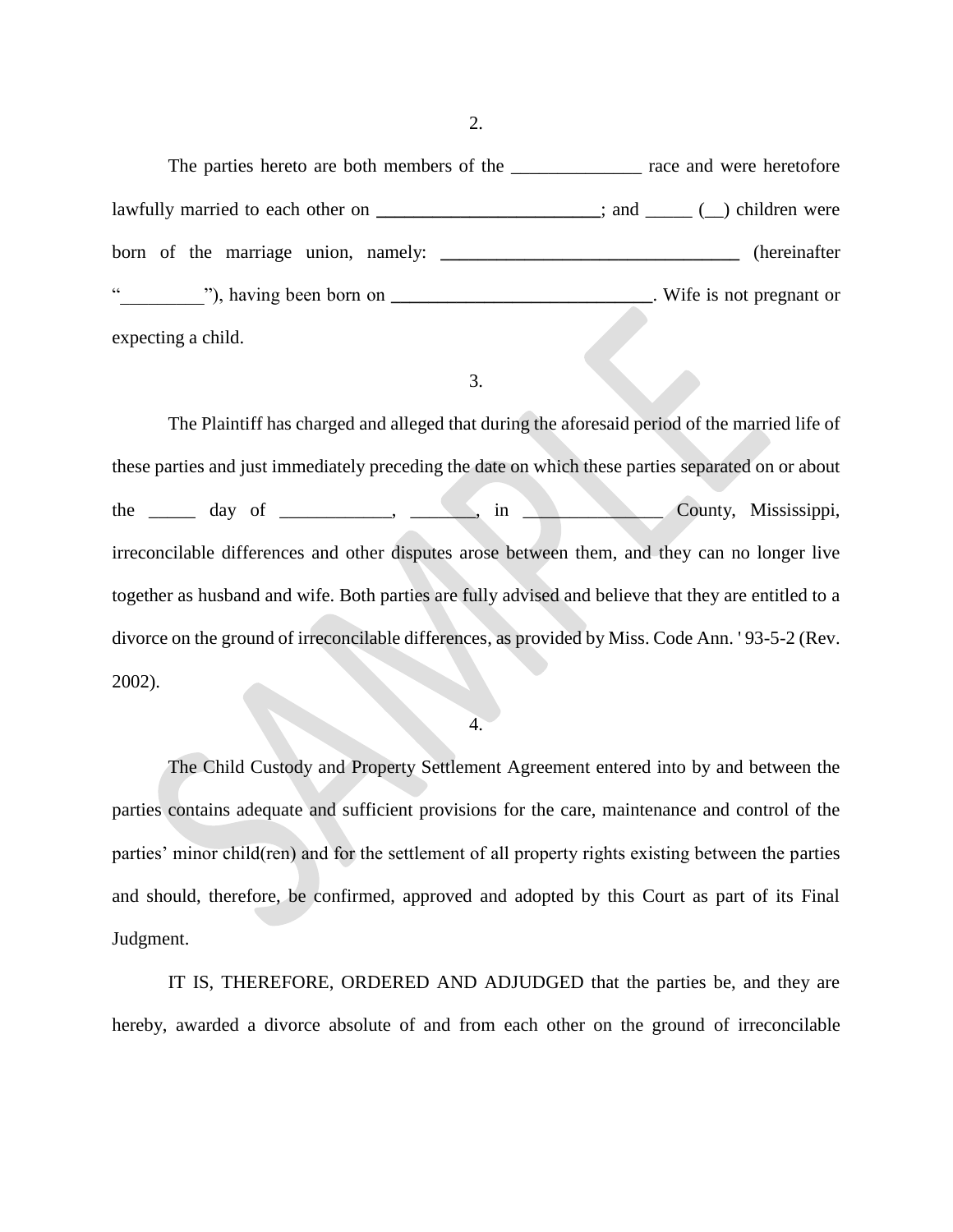2.

The parties hereto are both members of the ______________ race and were heretofore lawfully married to each other on ________________________; and _____ (__) children were born of the marriage union, namely: ________________________________ (hereinafter "_________"), having been born on ____________________________. Wife is not pregnant or expecting a child.

3.

The Plaintiff has charged and alleged that during the aforesaid period of the married life of these parties and just immediately preceding the date on which these parties separated on or about the _____ day of ____________, _______, in _______________ County, Mississippi, irreconcilable differences and other disputes arose between them, and they can no longer live together as husband and wife. Both parties are fully advised and believe that they are entitled to a divorce on the ground of irreconcilable differences, as provided by Miss. Code Ann. ' 93-5-2 (Rev. 2002).

4.

The Child Custody and Property Settlement Agreement entered into by and between the parties contains adequate and sufficient provisions for the care, maintenance and control of the parties' minor child(ren) and for the settlement of all property rights existing between the parties and should, therefore, be confirmed, approved and adopted by this Court as part of its Final Judgment.

IT IS, THEREFORE, ORDERED AND ADJUDGED that the parties be, and they are hereby, awarded a divorce absolute of and from each other on the ground of irreconcilable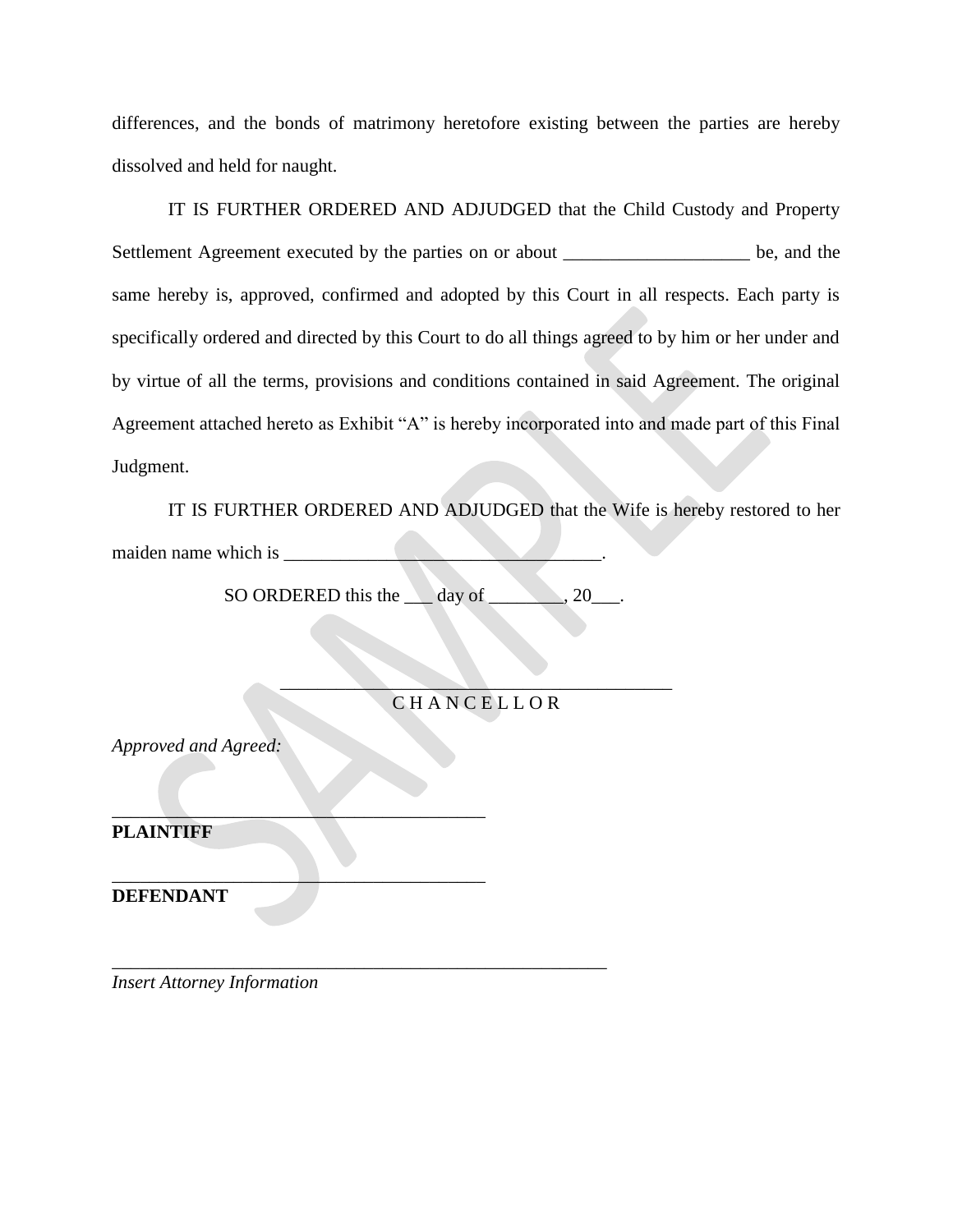differences, and the bonds of matrimony heretofore existing between the parties are hereby dissolved and held for naught.

IT IS FURTHER ORDERED AND ADJUDGED that the Child Custody and Property Settlement Agreement executed by the parties on or about ____________________ be, and the same hereby is, approved, confirmed and adopted by this Court in all respects. Each party is specifically ordered and directed by this Court to do all things agreed to by him or her under and by virtue of all the terms, provisions and conditions contained in said Agreement. The original Agreement attached hereto as Exhibit "A" is hereby incorporated into and made part of this Final Judgment.

IT IS FURTHER ORDERED AND ADJUDGED that the Wife is hereby restored to her maiden name which is __________________________________.

SO ORDERED this the ___ day of ________, 20___.

__________________________________________
C H A N C E L L O R

*Approved and Agreed:*

________________________________________
**PLAINTIFF**

________________________________________
**DEFENDANT**

_____________________________________________________
*Insert Attorney Information*